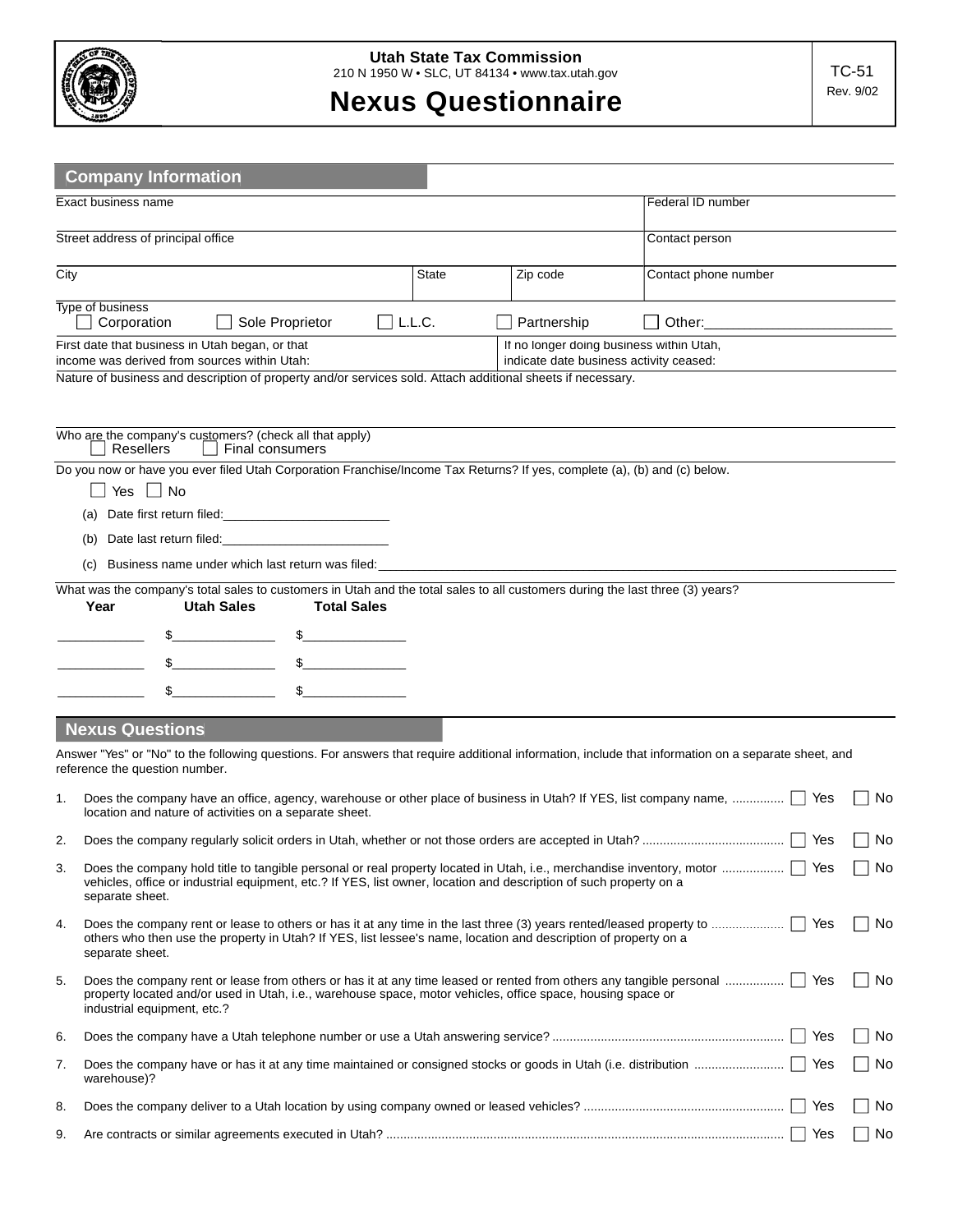**Utah State Tax Commission**
210 N 1950 W • SLC, UT 84134 • www.tax.utah.gov

# Nexus Questionnaire

TC-51
Rev. 9/02

## Company Information

| Exact business name | Federal ID number |
|---|---|
| Street address of principal office | Contact person |

| City | State | Zip code | Contact phone number |
|---|---|---|---|

Type of business
☐ Corporation ☐ Sole Proprietor ☐ L.L.C. ☐ Partnership ☐ Other: ____________

| First date that business in Utah began, or that income was derived from sources within Utah: | If no longer doing business within Utah, indicate date business activity ceased: |
|---|---|

Nature of business and description of property and/or services sold. Attach additional sheets if necessary.

Who are the company's customers? (check all that apply)
☐ Resellers ☐ Final consumers

Do you now or have you ever filed Utah Corporation Franchise/Income Tax Returns? If yes, complete (a), (b) and (c) below.

☐ Yes ☐ No

(a) Date first return filed: ____________

(b) Date last return filed: ____________

(c) Business name under which last return was filed: ____________

What was the company's total sales to customers in Utah and the total sales to all customers during the last three (3) years?

| Year | Utah Sales | Total Sales |
|---|---|---|
| ______ | $______ | $______ |
| ______ | $______ | $______ |
| ______ | $______ | $______ |

## Nexus Questions

Answer "Yes" or "No" to the following questions. For answers that require additional information, include that information on a separate sheet, and reference the question number.

1. Does the company have an office, agency, warehouse or other place of business in Utah? If YES, list company name, location and nature of activities on a separate sheet. ☐ Yes ☐ No
2. Does the company regularly solicit orders in Utah, whether or not those orders are accepted in Utah? ☐ Yes ☐ No
3. Does the company hold title to tangible personal or real property located in Utah, i.e., merchandise inventory, motor vehicles, office or industrial equipment, etc.? If YES, list owner, location and description of such property on a separate sheet. ☐ Yes ☐ No
4. Does the company rent or lease to others or has it at any time in the last three (3) years rented/leased property to others who then use the property in Utah? If YES, list lessee's name, location and description of property on a separate sheet. ☐ Yes ☐ No
5. Does the company rent or lease from others or has it at any time leased or rented from others any tangible personal property located and/or used in Utah, i.e., warehouse space, motor vehicles, office space, housing space or industrial equipment, etc.? ☐ Yes ☐ No
6. Does the company have a Utah telephone number or use a Utah answering service? ☐ Yes ☐ No
7. Does the company have or has it at any time maintained or consigned stocks or goods in Utah (i.e. distribution warehouse)? ☐ Yes ☐ No
8. Does the company deliver to a Utah location by using company owned or leased vehicles? ☐ Yes ☐ No
9. Are contracts or similar agreements executed in Utah? ☐ Yes ☐ No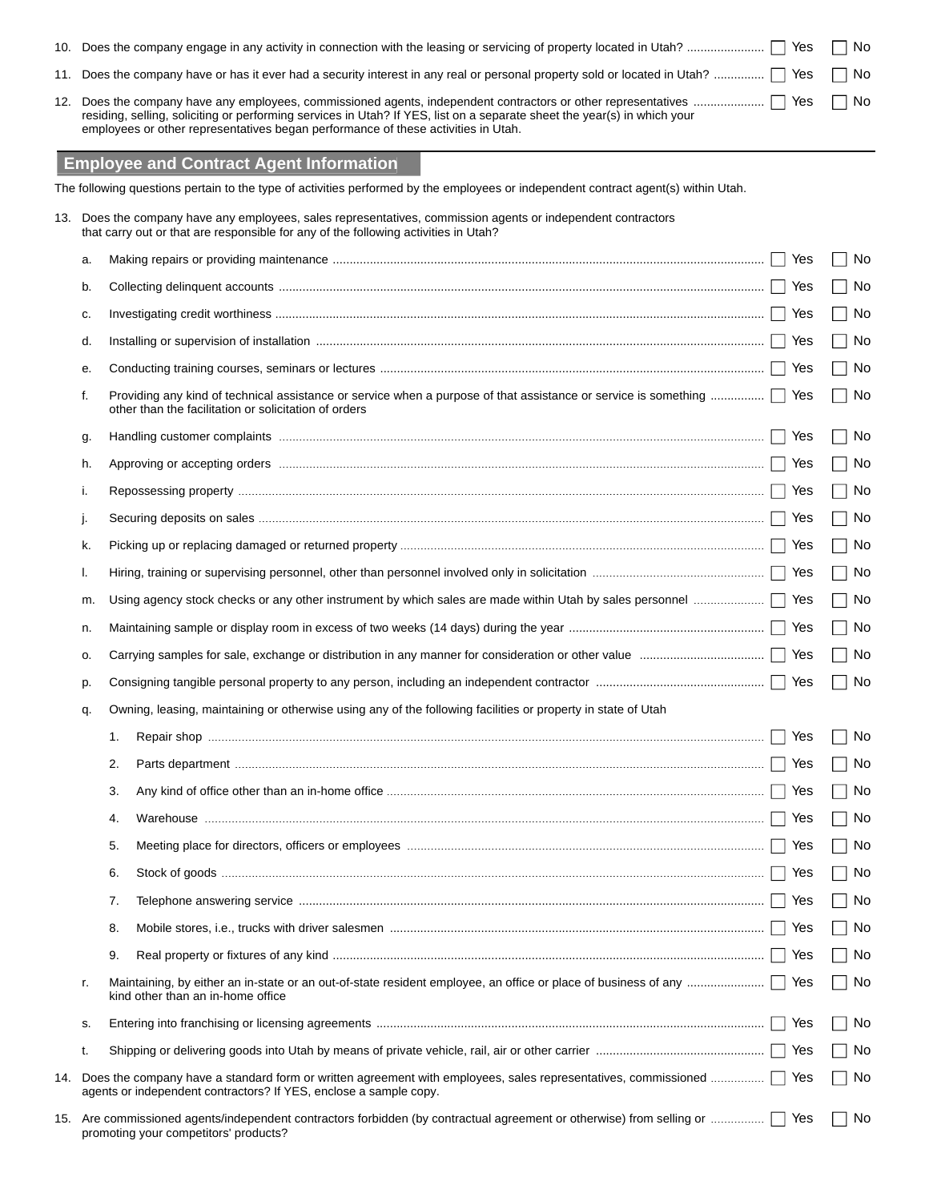10. Does the company engage in any activity in connection with the leasing or servicing of property located in Utah? ☐ Yes ☐ No

11. Does the company have or has it ever had a security interest in any real or personal property sold or located in Utah? ☐ Yes ☐ No

12. Does the company have any employees, commissioned agents, independent contractors or other representatives residing, selling, soliciting or performing services in Utah? If YES, list on a separate sheet the year(s) in which your employees or other representatives began performance of these activities in Utah. ☐ Yes ☐ No

## Employee and Contract Agent Information

The following questions pertain to the type of activities performed by the employees or independent contract agent(s) within Utah.

13. Does the company have any employees, sales representatives, commission agents or independent contractors that carry out or that are responsible for any of the following activities in Utah?

    a. Making repairs or providing maintenance ☐ Yes ☐ No

    b. Collecting delinquent accounts ☐ Yes ☐ No

    c. Investigating credit worthiness ☐ Yes ☐ No

    d. Installing or supervision of installation ☐ Yes ☐ No

    e. Conducting training courses, seminars or lectures ☐ Yes ☐ No

    f. Providing any kind of technical assistance or service when a purpose of that assistance or service is something other than the facilitation or solicitation of orders ☐ Yes ☐ No

    g. Handling customer complaints ☐ Yes ☐ No

    h. Approving or accepting orders ☐ Yes ☐ No

    i. Repossessing property ☐ Yes ☐ No

    j. Securing deposits on sales ☐ Yes ☐ No

    k. Picking up or replacing damaged or returned property ☐ Yes ☐ No

    l. Hiring, training or supervising personnel, other than personnel involved only in solicitation ☐ Yes ☐ No

    m. Using agency stock checks or any other instrument by which sales are made within Utah by sales personnel ☐ Yes ☐ No

    n. Maintaining sample or display room in excess of two weeks (14 days) during the year ☐ Yes ☐ No

    o. Carrying samples for sale, exchange or distribution in any manner for consideration or other value ☐ Yes ☐ No

    p. Consigning tangible personal property to any person, including an independent contractor ☐ Yes ☐ No

    q. Owning, leasing, maintaining or otherwise using any of the following facilities or property in state of Utah

        1. Repair shop ☐ Yes ☐ No

        2. Parts department ☐ Yes ☐ No

        3. Any kind of office other than an in-home office ☐ Yes ☐ No

        4. Warehouse ☐ Yes ☐ No

        5. Meeting place for directors, officers or employees ☐ Yes ☐ No

        6. Stock of goods ☐ Yes ☐ No

        7. Telephone answering service ☐ Yes ☐ No

        8. Mobile stores, i.e., trucks with driver salesmen ☐ Yes ☐ No

        9. Real property or fixtures of any kind ☐ Yes ☐ No

    r. Maintaining, by either an in-state or an out-of-state resident employee, an office or place of business of any kind other than an in-home office ☐ Yes ☐ No

    s. Entering into franchising or licensing agreements ☐ Yes ☐ No

    t. Shipping or delivering goods into Utah by means of private vehicle, rail, air or other carrier ☐ Yes ☐ No

14. Does the company have a standard form or written agreement with employees, sales representatives, commissioned agents or independent contractors? If YES, enclose a sample copy. ☐ Yes ☐ No

15. Are commissioned agents/independent contractors forbidden (by contractual agreement or otherwise) from selling or promoting your competitors' products? ☐ Yes ☐ No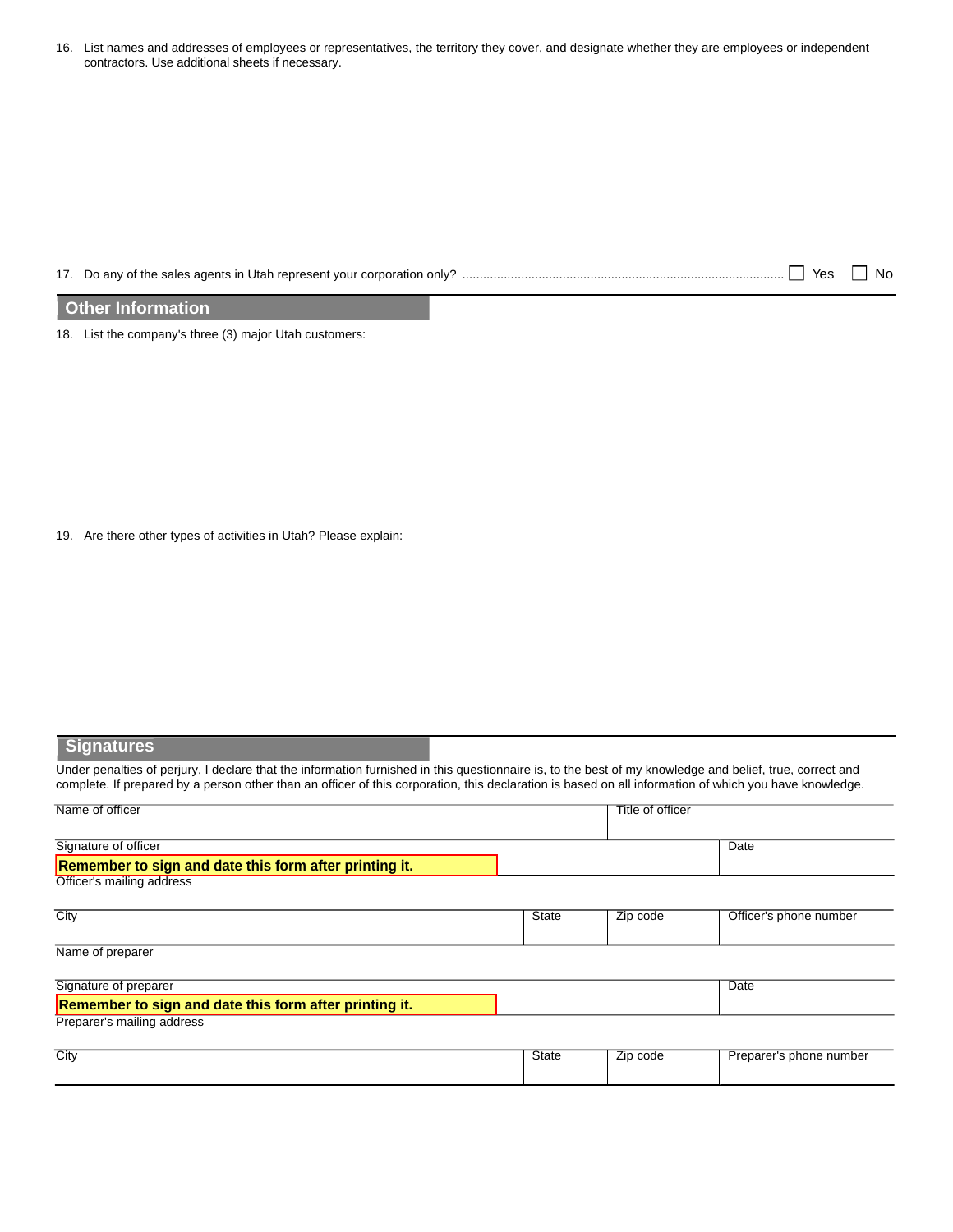16. List names and addresses of employees or representatives, the territory they cover, and designate whether they are employees or independent contractors. Use additional sheets if necessary.

17. Do any of the sales agents in Utah represent your corporation only? .......................................................................................... ☐ Yes ☐ No

## Other Information

18. List the company's three (3) major Utah customers:

19. Are there other types of activities in Utah? Please explain:

## Signatures

Under penalties of perjury, I declare that the information furnished in this questionnaire is, to the best of my knowledge and belief, true, correct and complete. If prepared by a person other than an officer of this corporation, this declaration is based on all information of which you have knowledge.

| | | | |
|---|---|---|---|
| Name of officer | | Title of officer | |
| Signature of officer<br>**Remember to sign and date this form after printing it.** | | | Date |
| Officer's mailing address | | | |
| City | State | Zip code | Officer's phone number |
| Name of preparer | | | |
| Signature of preparer<br>**Remember to sign and date this form after printing it.** | | | Date |
| Preparer's mailing address | | | |
| City | State | Zip code | Preparer's phone number |